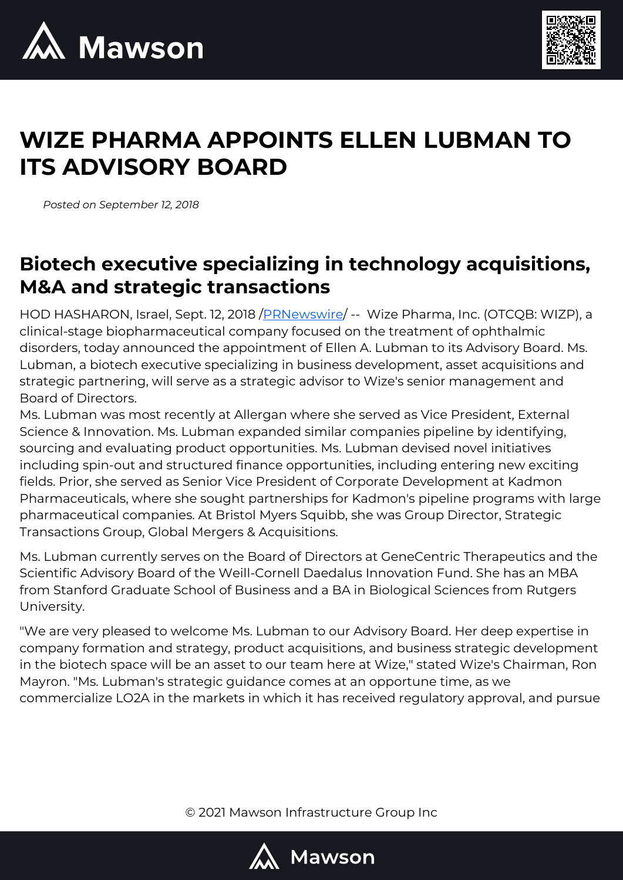# WIZE PHARMA APPOINTS ELLEN LUBMAN TO ITS ADVISORY BOARD

*Posted on September 12, 2018*

## Biotech executive specializing in technology acquisitions, M&A and strategic transactions

HOD HASHARON, Israel, Sept. 12, 2018 /PRNewswire/ -- Wize Pharma, Inc. (OTCQB: WIZP), a clinical-stage biopharmaceutical company focused on the treatment of ophthalmic disorders, today announced the appointment of Ellen A. Lubman to its Advisory Board. Ms. Lubman, a biotech executive specializing in business development, asset acquisitions and strategic partnering, will serve as a strategic advisor to Wize's senior management and Board of Directors.

Ms. Lubman was most recently at Allergan where she served as Vice President, External Science & Innovation. Ms. Lubman expanded similar companies pipeline by identifying, sourcing and evaluating product opportunities. Ms. Lubman devised novel initiatives including spin-out and structured finance opportunities, including entering new exciting fields. Prior, she served as Senior Vice President of Corporate Development at Kadmon Pharmaceuticals, where she sought partnerships for Kadmon's pipeline programs with large pharmaceutical companies. At Bristol Myers Squibb, she was Group Director, Strategic Transactions Group, Global Mergers & Acquisitions.

Ms. Lubman currently serves on the Board of Directors at GeneCentric Therapeutics and the Scientific Advisory Board of the Weill-Cornell Daedalus Innovation Fund. She has an MBA from Stanford Graduate School of Business and a BA in Biological Sciences from Rutgers University.

"We are very pleased to welcome Ms. Lubman to our Advisory Board. Her deep expertise in company formation and strategy, product acquisitions, and business strategic development in the biotech space will be an asset to our team here at Wize," stated Wize's Chairman, Ron Mayron. "Ms. Lubman's strategic guidance comes at an opportune time, as we commercialize LO2A in the markets in which it has received regulatory approval, and pursue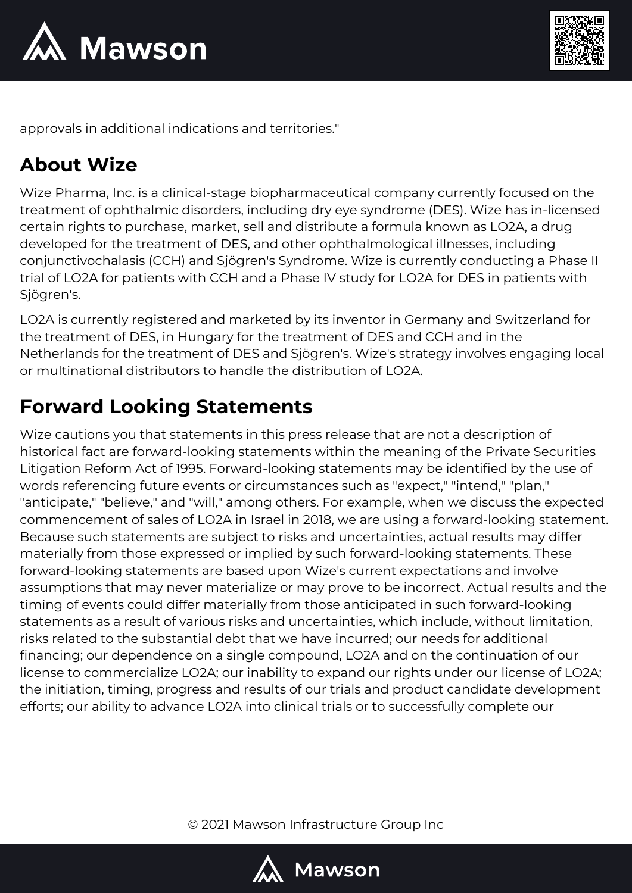approvals in additional indications and territories."

## About Wize

Wize Pharma, Inc. is a clinical-stage biopharmaceutical company currently focused on the treatment of ophthalmic disorders, including dry eye syndrome (DES). Wize has in-licensed certain rights to purchase, market, sell and distribute a formula known as LO2A, a drug developed for the treatment of DES, and other ophthalmological illnesses, including conjunctivochalasis (CCH) and Sjögren's Syndrome. Wize is currently conducting a Phase II trial of LO2A for patients with CCH and a Phase IV study for LO2A for DES in patients with Sjögren's.

LO2A is currently registered and marketed by its inventor in Germany and Switzerland for the treatment of DES, in Hungary for the treatment of DES and CCH and in the Netherlands for the treatment of DES and Sjögren's. Wize's strategy involves engaging local or multinational distributors to handle the distribution of LO2A.

## Forward Looking Statements

Wize cautions you that statements in this press release that are not a description of historical fact are forward-looking statements within the meaning of the Private Securities Litigation Reform Act of 1995. Forward-looking statements may be identified by the use of words referencing future events or circumstances such as "expect," "intend," "plan," "anticipate," "believe," and "will," among others. For example, when we discuss the expected commencement of sales of LO2A in Israel in 2018, we are using a forward-looking statement. Because such statements are subject to risks and uncertainties, actual results may differ materially from those expressed or implied by such forward-looking statements. These forward-looking statements are based upon Wize's current expectations and involve assumptions that may never materialize or may prove to be incorrect. Actual results and the timing of events could differ materially from those anticipated in such forward-looking statements as a result of various risks and uncertainties, which include, without limitation, risks related to the substantial debt that we have incurred; our needs for additional financing; our dependence on a single compound, LO2A and on the continuation of our license to commercialize LO2A; our inability to expand our rights under our license of LO2A; the initiation, timing, progress and results of our trials and product candidate development efforts; our ability to advance LO2A into clinical trials or to successfully complete our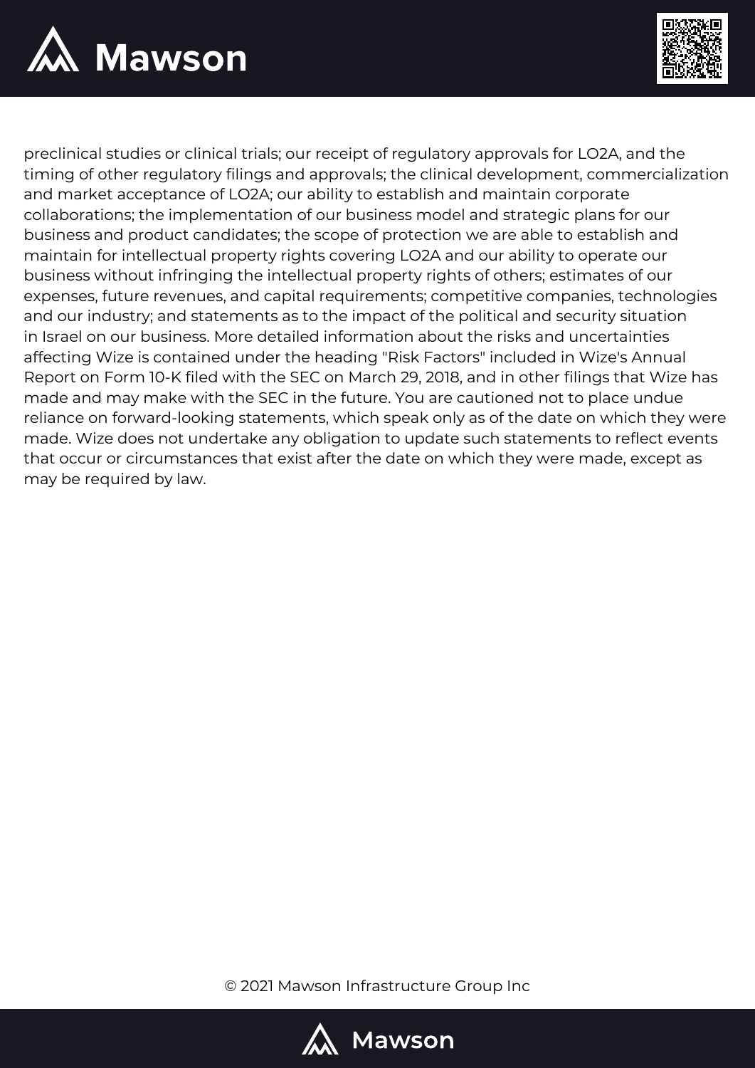preclinical studies or clinical trials; our receipt of regulatory approvals for LO2A, and the timing of other regulatory filings and approvals; the clinical development, commercialization and market acceptance of LO2A; our ability to establish and maintain corporate collaborations; the implementation of our business model and strategic plans for our business and product candidates; the scope of protection we are able to establish and maintain for intellectual property rights covering LO2A and our ability to operate our business without infringing the intellectual property rights of others; estimates of our expenses, future revenues, and capital requirements; competitive companies, technologies and our industry; and statements as to the impact of the political and security situation in Israel on our business. More detailed information about the risks and uncertainties affecting Wize is contained under the heading "Risk Factors" included in Wize's Annual Report on Form 10-K filed with the SEC on March 29, 2018, and in other filings that Wize has made and may make with the SEC in the future. You are cautioned not to place undue reliance on forward-looking statements, which speak only as of the date on which they were made. Wize does not undertake any obligation to update such statements to reflect events that occur or circumstances that exist after the date on which they were made, except as may be required by law.

© 2021 Mawson Infrastructure Group Inc